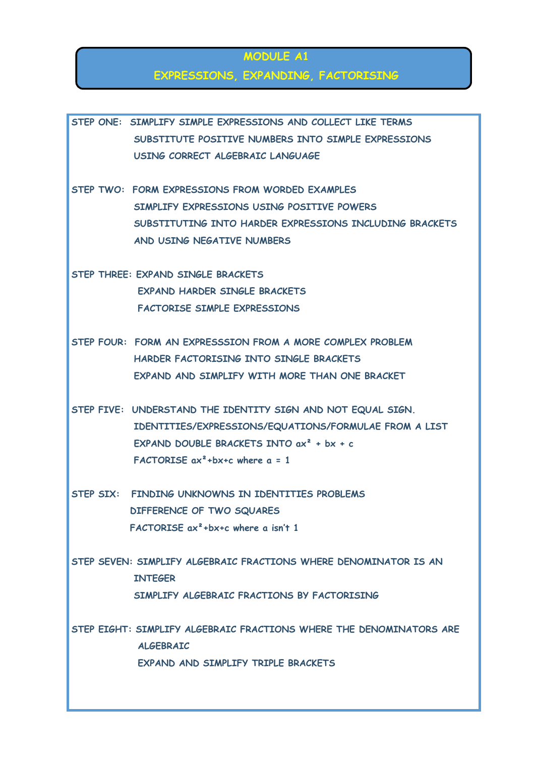# MODULE A1

## EXPRESSIONS, EXPANDING, FACTORISING

**STEP ONE:** SIMPLIFY SIMPLE EXPRESSIONS AND COLLECT LIKE TERMS
SUBSTITUTE POSITIVE NUMBERS INTO SIMPLE EXPRESSIONS
USING CORRECT ALGEBRAIC LANGUAGE

**STEP TWO:** FORM EXPRESSIONS FROM WORDED EXAMPLES
SIMPLIFY EXPRESSIONS USING POSITIVE POWERS
SUBSTITUTING INTO HARDER EXPRESSIONS INCLUDING BRACKETS AND USING NEGATIVE NUMBERS

**STEP THREE:** EXPAND SINGLE BRACKETS
EXPAND HARDER SINGLE BRACKETS
FACTORISE SIMPLE EXPRESSIONS

**STEP FOUR:** FORM AN EXPRESSSION FROM A MORE COMPLEX PROBLEM
HARDER FACTORISING INTO SINGLE BRACKETS
EXPAND AND SIMPLIFY WITH MORE THAN ONE BRACKET

**STEP FIVE:** UNDERSTAND THE IDENTITY SIGN AND NOT EQUAL SIGN.
IDENTITIES/EXPRESSIONS/EQUATIONS/FORMULAE FROM A LIST
EXPAND DOUBLE BRACKETS INTO $ax^2 + bx + c$
FACTORISE $ax^2+bx+c$ where $a = 1$

**STEP SIX:** FINDING UNKNOWNS IN IDENTITIES PROBLEMS
DIFFERENCE OF TWO SQUARES
FACTORISE $ax^2+bx+c$ where a isn't 1

**STEP SEVEN:** SIMPLIFY ALGEBRAIC FRACTIONS WHERE DENOMINATOR IS AN INTEGER
SIMPLIFY ALGEBRAIC FRACTIONS BY FACTORISING

**STEP EIGHT:** SIMPLIFY ALGEBRAIC FRACTIONS WHERE THE DENOMINATORS ARE ALGEBRAIC
EXPAND AND SIMPLIFY TRIPLE BRACKETS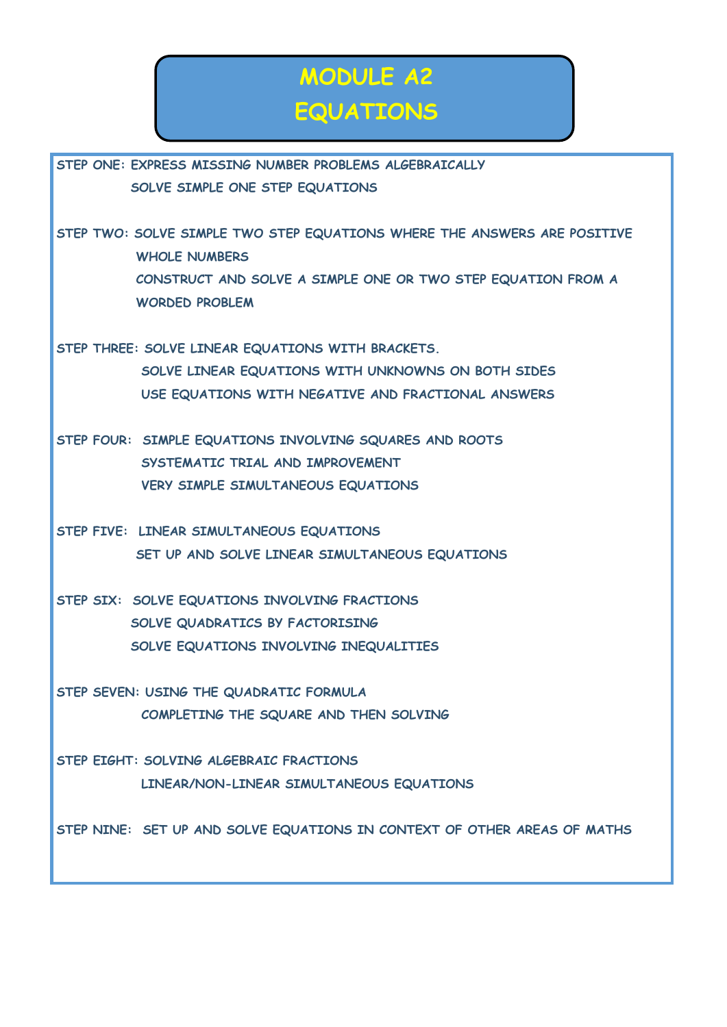# MODULE A2
# EQUATIONS

**STEP ONE:** EXPRESS MISSING NUMBER PROBLEMS ALGEBRAICALLY
SOLVE SIMPLE ONE STEP EQUATIONS

**STEP TWO:** SOLVE SIMPLE TWO STEP EQUATIONS WHERE THE ANSWERS ARE POSITIVE WHOLE NUMBERS
CONSTRUCT AND SOLVE A SIMPLE ONE OR TWO STEP EQUATION FROM A WORDED PROBLEM

**STEP THREE:** SOLVE LINEAR EQUATIONS WITH BRACKETS.
SOLVE LINEAR EQUATIONS WITH UNKNOWNS ON BOTH SIDES
USE EQUATIONS WITH NEGATIVE AND FRACTIONAL ANSWERS

**STEP FOUR:** SIMPLE EQUATIONS INVOLVING SQUARES AND ROOTS
SYSTEMATIC TRIAL AND IMPROVEMENT
VERY SIMPLE SIMULTANEOUS EQUATIONS

**STEP FIVE:** LINEAR SIMULTANEOUS EQUATIONS
SET UP AND SOLVE LINEAR SIMULTANEOUS EQUATIONS

**STEP SIX:** SOLVE EQUATIONS INVOLVING FRACTIONS
SOLVE QUADRATICS BY FACTORISING
SOLVE EQUATIONS INVOLVING INEQUALITIES

**STEP SEVEN:** USING THE QUADRATIC FORMULA
COMPLETING THE SQUARE AND THEN SOLVING

**STEP EIGHT:** SOLVING ALGEBRAIC FRACTIONS
LINEAR/NON-LINEAR SIMULTANEOUS EQUATIONS

**STEP NINE:** SET UP AND SOLVE EQUATIONS IN CONTEXT OF OTHER AREAS OF MATHS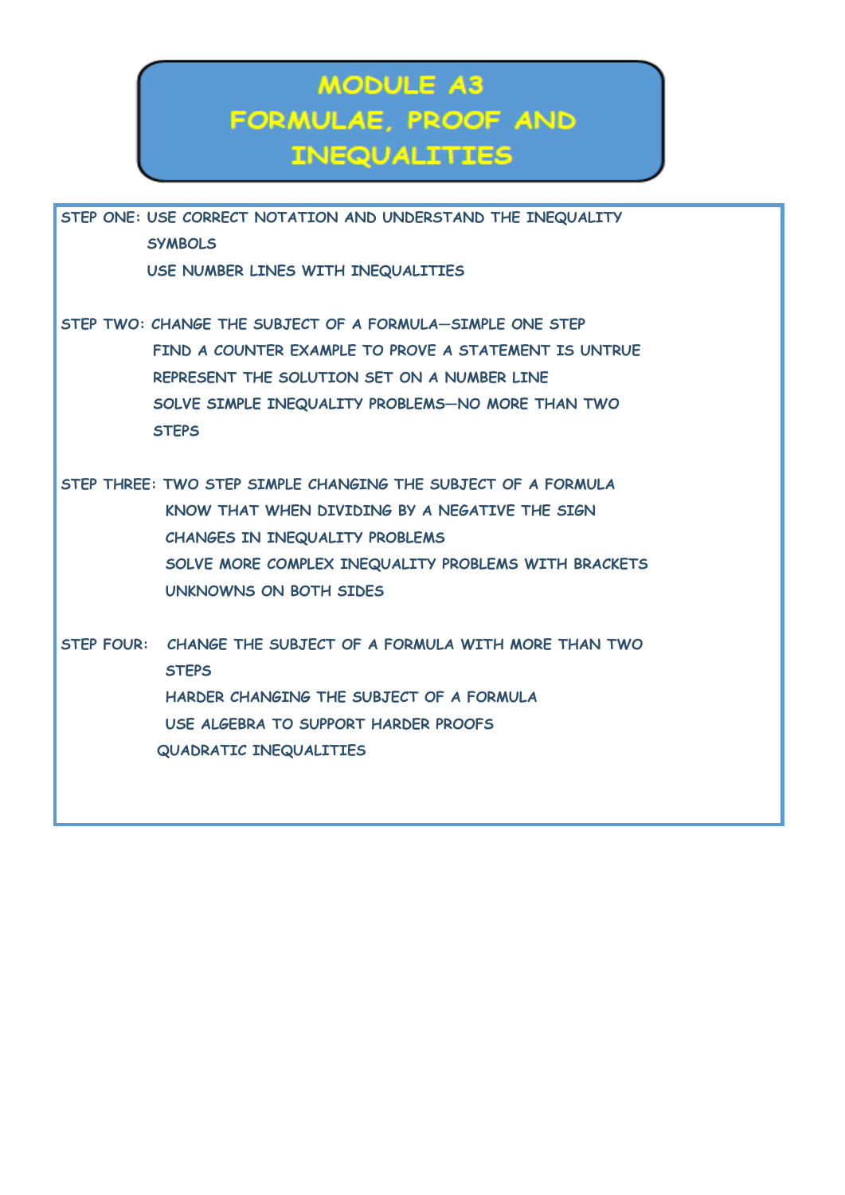# MODULE A3 FORMULAE, PROOF AND INEQUALITIES

STEP ONE: USE CORRECT NOTATION AND UNDERSTAND THE INEQUALITY SYMBOLS
USE NUMBER LINES WITH INEQUALITIES

STEP TWO: CHANGE THE SUBJECT OF A FORMULA—SIMPLE ONE STEP
FIND A COUNTER EXAMPLE TO PROVE A STATEMENT IS UNTRUE
REPRESENT THE SOLUTION SET ON A NUMBER LINE
SOLVE SIMPLE INEQUALITY PROBLEMS—NO MORE THAN TWO STEPS

STEP THREE: TWO STEP SIMPLE CHANGING THE SUBJECT OF A FORMULA
KNOW THAT WHEN DIVIDING BY A NEGATIVE THE SIGN CHANGES IN INEQUALITY PROBLEMS
SOLVE MORE COMPLEX INEQUALITY PROBLEMS WITH BRACKETS
UNKNOWNS ON BOTH SIDES

STEP FOUR: CHANGE THE SUBJECT OF A FORMULA WITH MORE THAN TWO STEPS
HARDER CHANGING THE SUBJECT OF A FORMULA
USE ALGEBRA TO SUPPORT HARDER PROOFS
QUADRATIC INEQUALITIES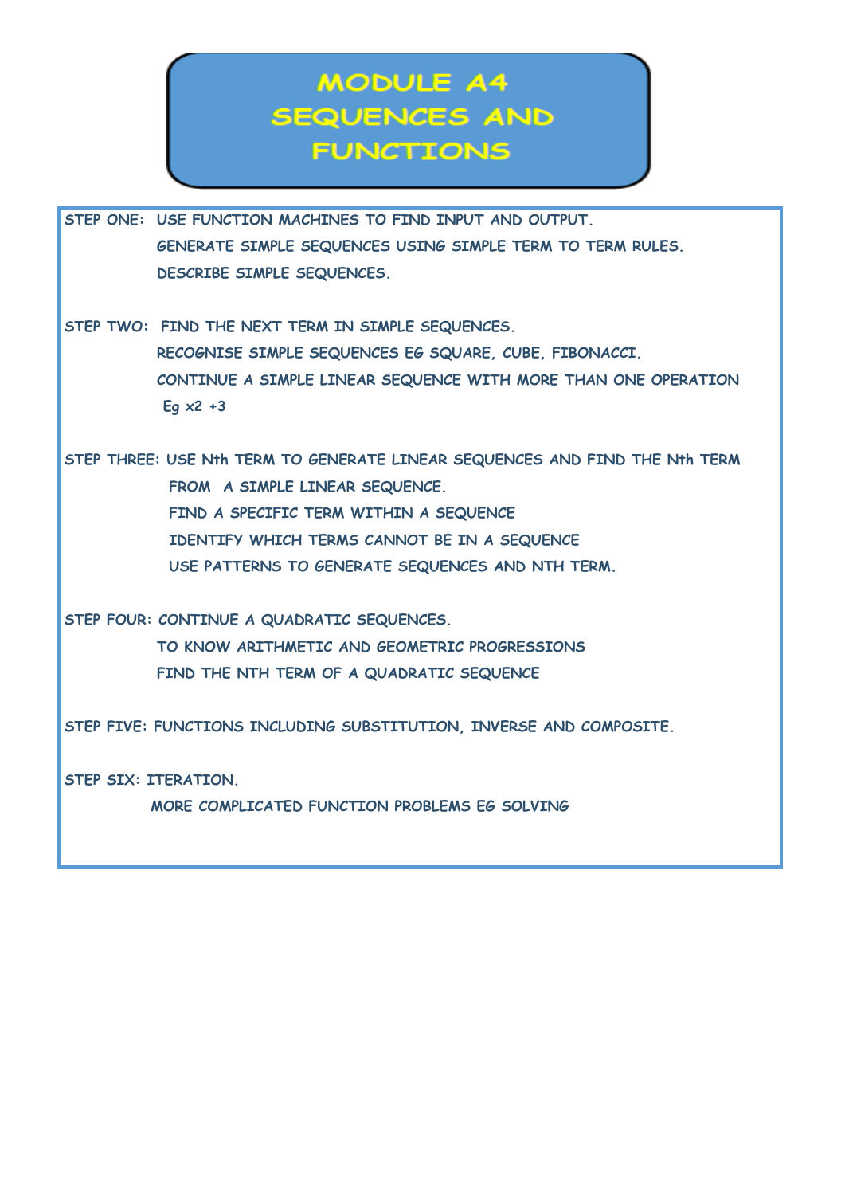# MODULE A4 SEQUENCES AND FUNCTIONS

**STEP ONE:** USE FUNCTION MACHINES TO FIND INPUT AND OUTPUT.
GENERATE SIMPLE SEQUENCES USING SIMPLE TERM TO TERM RULES.
DESCRIBE SIMPLE SEQUENCES.

**STEP TWO:** FIND THE NEXT TERM IN SIMPLE SEQUENCES.
RECOGNISE SIMPLE SEQUENCES EG SQUARE, CUBE, FIBONACCI.
CONTINUE A SIMPLE LINEAR SEQUENCE WITH MORE THAN ONE OPERATION Eg x2 +3

**STEP THREE:** USE Nth TERM TO GENERATE LINEAR SEQUENCES AND FIND THE Nth TERM FROM A SIMPLE LINEAR SEQUENCE.
FIND A SPECIFIC TERM WITHIN A SEQUENCE
IDENTIFY WHICH TERMS CANNOT BE IN A SEQUENCE
USE PATTERNS TO GENERATE SEQUENCES AND NTH TERM.

**STEP FOUR:** CONTINUE A QUADRATIC SEQUENCES.
TO KNOW ARITHMETIC AND GEOMETRIC PROGRESSIONS
FIND THE NTH TERM OF A QUADRATIC SEQUENCE

**STEP FIVE:** FUNCTIONS INCLUDING SUBSTITUTION, INVERSE AND COMPOSITE.

**STEP SIX:** ITERATION.
MORE COMPLICATED FUNCTION PROBLEMS EG SOLVING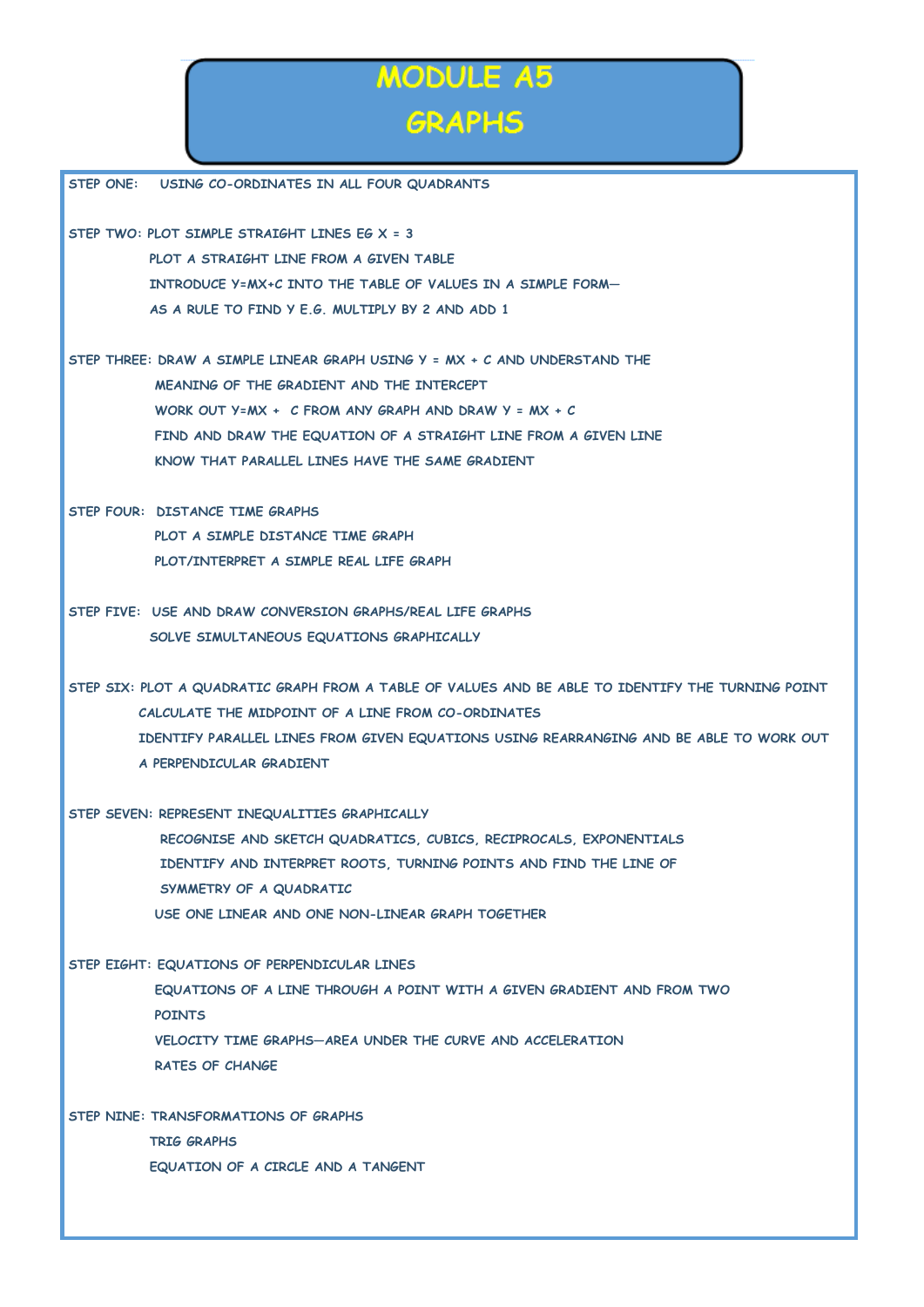# MODULE A5

# GRAPHS

**STEP ONE:** USING CO-ORDINATES IN ALL FOUR QUADRANTS

**STEP TWO:** PLOT SIMPLE STRAIGHT LINES EG $X = 3$

PLOT A STRAIGHT LINE FROM A GIVEN TABLE

INTRODUCE $Y=MX+C$ INTO THE TABLE OF VALUES IN A SIMPLE FORM—

AS A RULE TO FIND Y E.G. MULTIPLY BY 2 AND ADD 1

**STEP THREE:** DRAW A SIMPLE LINEAR GRAPH USING $Y = MX + C$ AND UNDERSTAND THE

MEANING OF THE GRADIENT AND THE INTERCEPT

WORK OUT $Y=MX + C$ FROM ANY GRAPH AND DRAW $Y = MX + C$

FIND AND DRAW THE EQUATION OF A STRAIGHT LINE FROM A GIVEN LINE

KNOW THAT PARALLEL LINES HAVE THE SAME GRADIENT

**STEP FOUR:** DISTANCE TIME GRAPHS

PLOT A SIMPLE DISTANCE TIME GRAPH

PLOT/INTERPRET A SIMPLE REAL LIFE GRAPH

**STEP FIVE:** USE AND DRAW CONVERSION GRAPHS/REAL LIFE GRAPHS

SOLVE SIMULTANEOUS EQUATIONS GRAPHICALLY

**STEP SIX:** PLOT A QUADRATIC GRAPH FROM A TABLE OF VALUES AND BE ABLE TO IDENTIFY THE TURNING POINT

CALCULATE THE MIDPOINT OF A LINE FROM CO-ORDINATES

IDENTIFY PARALLEL LINES FROM GIVEN EQUATIONS USING REARRANGING AND BE ABLE TO WORK OUT A PERPENDICULAR GRADIENT

**STEP SEVEN:** REPRESENT INEQUALITIES GRAPHICALLY

RECOGNISE AND SKETCH QUADRATICS, CUBICS, RECIPROCALS, EXPONENTIALS

IDENTIFY AND INTERPRET ROOTS, TURNING POINTS AND FIND THE LINE OF SYMMETRY OF A QUADRATIC

USE ONE LINEAR AND ONE NON-LINEAR GRAPH TOGETHER

**STEP EIGHT:** EQUATIONS OF PERPENDICULAR LINES

EQUATIONS OF A LINE THROUGH A POINT WITH A GIVEN GRADIENT AND FROM TWO POINTS

VELOCITY TIME GRAPHS—AREA UNDER THE CURVE AND ACCELERATION

RATES OF CHANGE

**STEP NINE:** TRANSFORMATIONS OF GRAPHS

TRIG GRAPHS

EQUATION OF A CIRCLE AND A TANGENT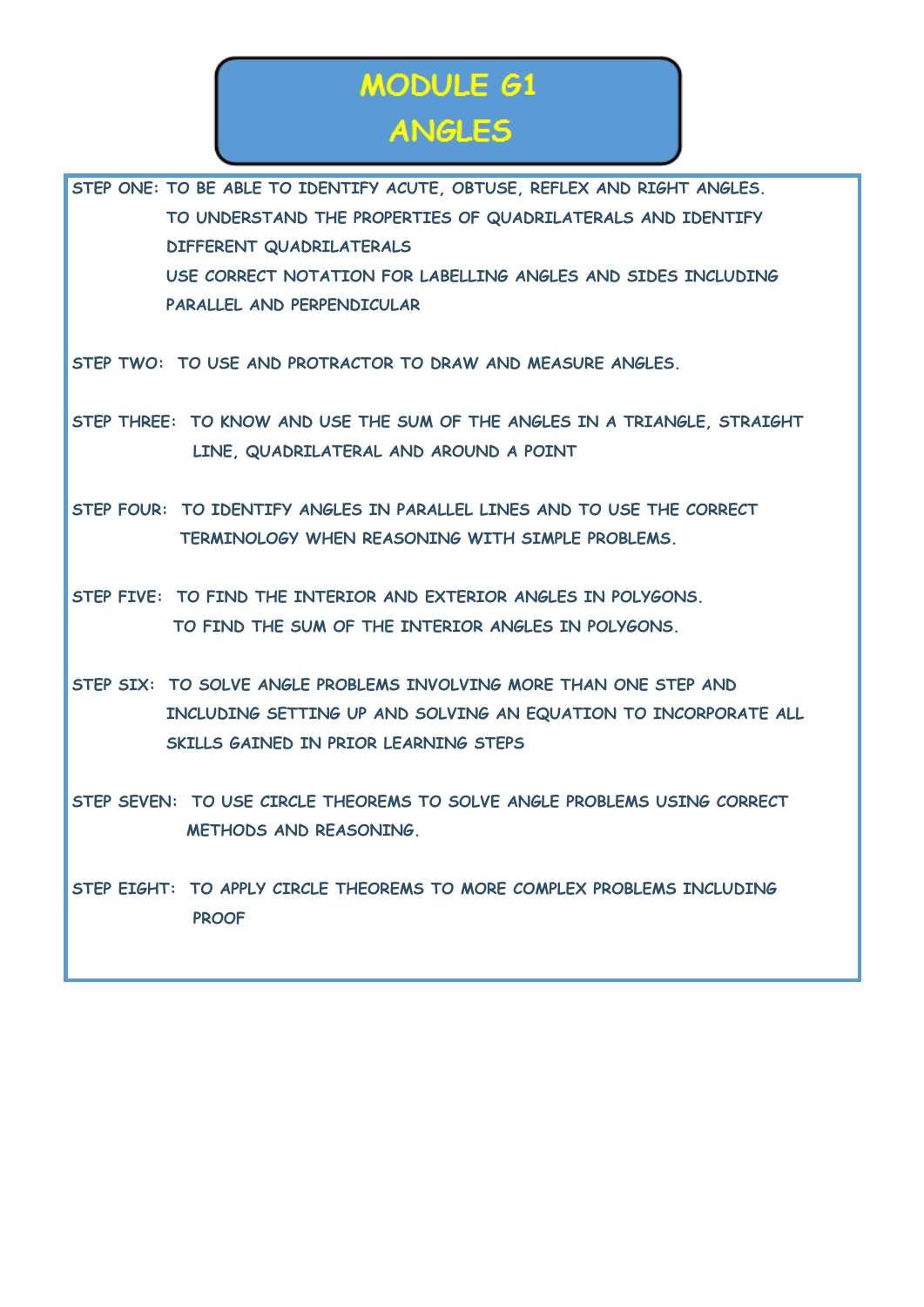# MODULE G1
# ANGLES

**STEP ONE:** TO BE ABLE TO IDENTIFY ACUTE, OBTUSE, REFLEX AND RIGHT ANGLES.
TO UNDERSTAND THE PROPERTIES OF QUADRILATERALS AND IDENTIFY DIFFERENT QUADRILATERALS
USE CORRECT NOTATION FOR LABELLING ANGLES AND SIDES INCLUDING PARALLEL AND PERPENDICULAR

**STEP TWO:** TO USE AND PROTRACTOR TO DRAW AND MEASURE ANGLES.

**STEP THREE:** TO KNOW AND USE THE SUM OF THE ANGLES IN A TRIANGLE, STRAIGHT LINE, QUADRILATERAL AND AROUND A POINT

**STEP FOUR:** TO IDENTIFY ANGLES IN PARALLEL LINES AND TO USE THE CORRECT TERMINOLOGY WHEN REASONING WITH SIMPLE PROBLEMS.

**STEP FIVE:** TO FIND THE INTERIOR AND EXTERIOR ANGLES IN POLYGONS.
TO FIND THE SUM OF THE INTERIOR ANGLES IN POLYGONS.

**STEP SIX:** TO SOLVE ANGLE PROBLEMS INVOLVING MORE THAN ONE STEP AND INCLUDING SETTING UP AND SOLVING AN EQUATION TO INCORPORATE ALL SKILLS GAINED IN PRIOR LEARNING STEPS

**STEP SEVEN:** TO USE CIRCLE THEOREMS TO SOLVE ANGLE PROBLEMS USING CORRECT METHODS AND REASONING.

**STEP EIGHT:** TO APPLY CIRCLE THEOREMS TO MORE COMPLEX PROBLEMS INCLUDING PROOF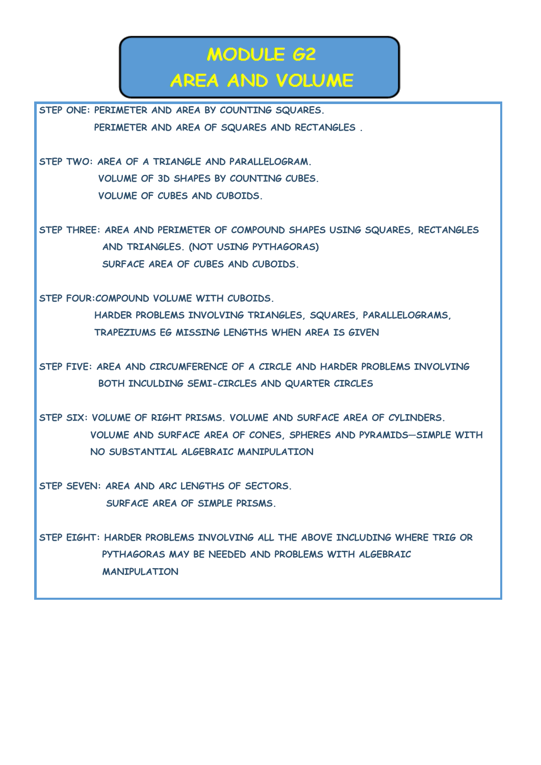# MODULE G2
# AREA AND VOLUME

**STEP ONE:** PERIMETER AND AREA BY COUNTING SQUARES.
PERIMETER AND AREA OF SQUARES AND RECTANGLES .

**STEP TWO:** AREA OF A TRIANGLE AND PARALLELOGRAM.
VOLUME OF 3D SHAPES BY COUNTING CUBES.
VOLUME OF CUBES AND CUBOIDS.

**STEP THREE:** AREA AND PERIMETER OF COMPOUND SHAPES USING SQUARES, RECTANGLES AND TRIANGLES. (NOT USING PYTHAGORAS)
SURFACE AREA OF CUBES AND CUBOIDS.

**STEP FOUR:** COMPOUND VOLUME WITH CUBOIDS.
HARDER PROBLEMS INVOLVING TRIANGLES, SQUARES, PARALLELOGRAMS, TRAPEZIUMS EG MISSING LENGTHS WHEN AREA IS GIVEN

**STEP FIVE:** AREA AND CIRCUMFERENCE OF A CIRCLE AND HARDER PROBLEMS INVOLVING BOTH INCULDING SEMI-CIRCLES AND QUARTER CIRCLES

**STEP SIX:** VOLUME OF RIGHT PRISMS. VOLUME AND SURFACE AREA OF CYLINDERS.
VOLUME AND SURFACE AREA OF CONES, SPHERES AND PYRAMIDS—SIMPLE WITH NO SUBSTANTIAL ALGEBRAIC MANIPULATION

**STEP SEVEN:** AREA AND ARC LENGTHS OF SECTORS.
SURFACE AREA OF SIMPLE PRISMS.

**STEP EIGHT:** HARDER PROBLEMS INVOLVING ALL THE ABOVE INCLUDING WHERE TRIG OR PYTHAGORAS MAY BE NEEDED AND PROBLEMS WITH ALGEBRAIC MANIPULATION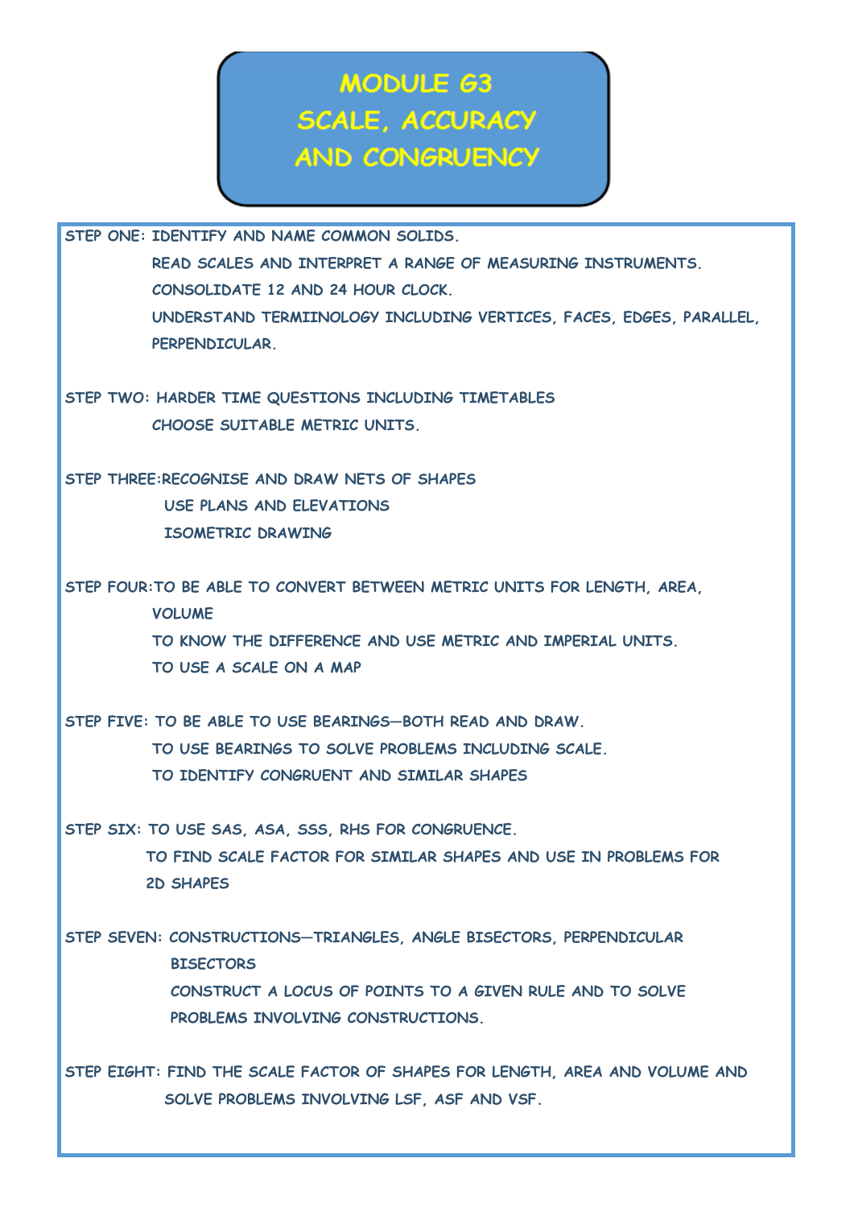# MODULE G3
# SCALE, ACCURACY AND CONGRUENCY

**STEP ONE:** IDENTIFY AND NAME COMMON SOLIDS.
READ SCALES AND INTERPRET A RANGE OF MEASURING INSTRUMENTS.
CONSOLIDATE 12 AND 24 HOUR CLOCK.
UNDERSTAND TERMIINOLOGY INCLUDING VERTICES, FACES, EDGES, PARALLEL, PERPENDICULAR.

**STEP TWO:** HARDER TIME QUESTIONS INCLUDING TIMETABLES
CHOOSE SUITABLE METRIC UNITS.

**STEP THREE:** RECOGNISE AND DRAW NETS OF SHAPES
USE PLANS AND ELEVATIONS
ISOMETRIC DRAWING

**STEP FOUR:** TO BE ABLE TO CONVERT BETWEEN METRIC UNITS FOR LENGTH, AREA, VOLUME
TO KNOW THE DIFFERENCE AND USE METRIC AND IMPERIAL UNITS.
TO USE A SCALE ON A MAP

**STEP FIVE:** TO BE ABLE TO USE BEARINGS—BOTH READ AND DRAW.
TO USE BEARINGS TO SOLVE PROBLEMS INCLUDING SCALE.
TO IDENTIFY CONGRUENT AND SIMILAR SHAPES

**STEP SIX:** TO USE SAS, ASA, SSS, RHS FOR CONGRUENCE.
TO FIND SCALE FACTOR FOR SIMILAR SHAPES AND USE IN PROBLEMS FOR 2D SHAPES

**STEP SEVEN:** CONSTRUCTIONS—TRIANGLES, ANGLE BISECTORS, PERPENDICULAR BISECTORS
CONSTRUCT A LOCUS OF POINTS TO A GIVEN RULE AND TO SOLVE PROBLEMS INVOLVING CONSTRUCTIONS.

**STEP EIGHT:** FIND THE SCALE FACTOR OF SHAPES FOR LENGTH, AREA AND VOLUME AND SOLVE PROBLEMS INVOLVING LSF, ASF AND VSF.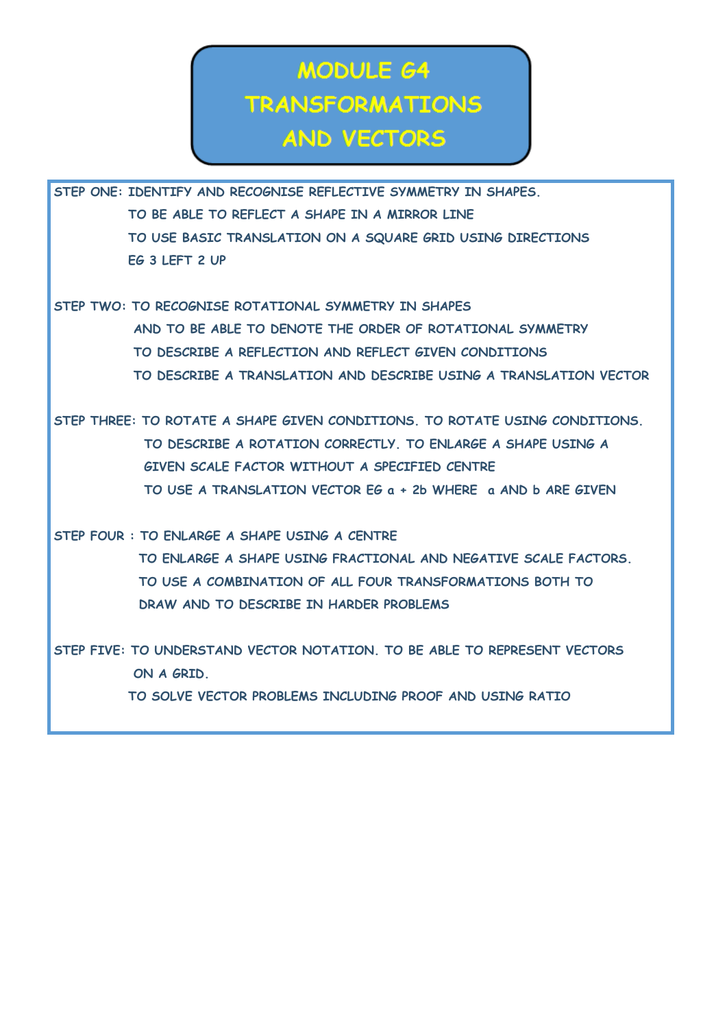# MODULE G4 TRANSFORMATIONS AND VECTORS

**STEP ONE:** IDENTIFY AND RECOGNISE REFLECTIVE SYMMETRY IN SHAPES.
TO BE ABLE TO REFLECT A SHAPE IN A MIRROR LINE
TO USE BASIC TRANSLATION ON A SQUARE GRID USING DIRECTIONS
EG 3 LEFT 2 UP

**STEP TWO:** TO RECOGNISE ROTATIONAL SYMMETRY IN SHAPES
AND TO BE ABLE TO DENOTE THE ORDER OF ROTATIONAL SYMMETRY
TO DESCRIBE A REFLECTION AND REFLECT GIVEN CONDITIONS
TO DESCRIBE A TRANSLATION AND DESCRIBE USING A TRANSLATION VECTOR

**STEP THREE:** TO ROTATE A SHAPE GIVEN CONDITIONS. TO ROTATE USING CONDITIONS.
TO DESCRIBE A ROTATION CORRECTLY. TO ENLARGE A SHAPE USING A GIVEN SCALE FACTOR WITHOUT A SPECIFIED CENTRE
TO USE A TRANSLATION VECTOR EG $a + 2b$ WHERE $a$ AND $b$ ARE GIVEN

**STEP FOUR :** TO ENLARGE A SHAPE USING A CENTRE
TO ENLARGE A SHAPE USING FRACTIONAL AND NEGATIVE SCALE FACTORS.
TO USE A COMBINATION OF ALL FOUR TRANSFORMATIONS BOTH TO DRAW AND TO DESCRIBE IN HARDER PROBLEMS

**STEP FIVE:** TO UNDERSTAND VECTOR NOTATION. TO BE ABLE TO REPRESENT VECTORS ON A GRID.
TO SOLVE VECTOR PROBLEMS INCLUDING PROOF AND USING RATIO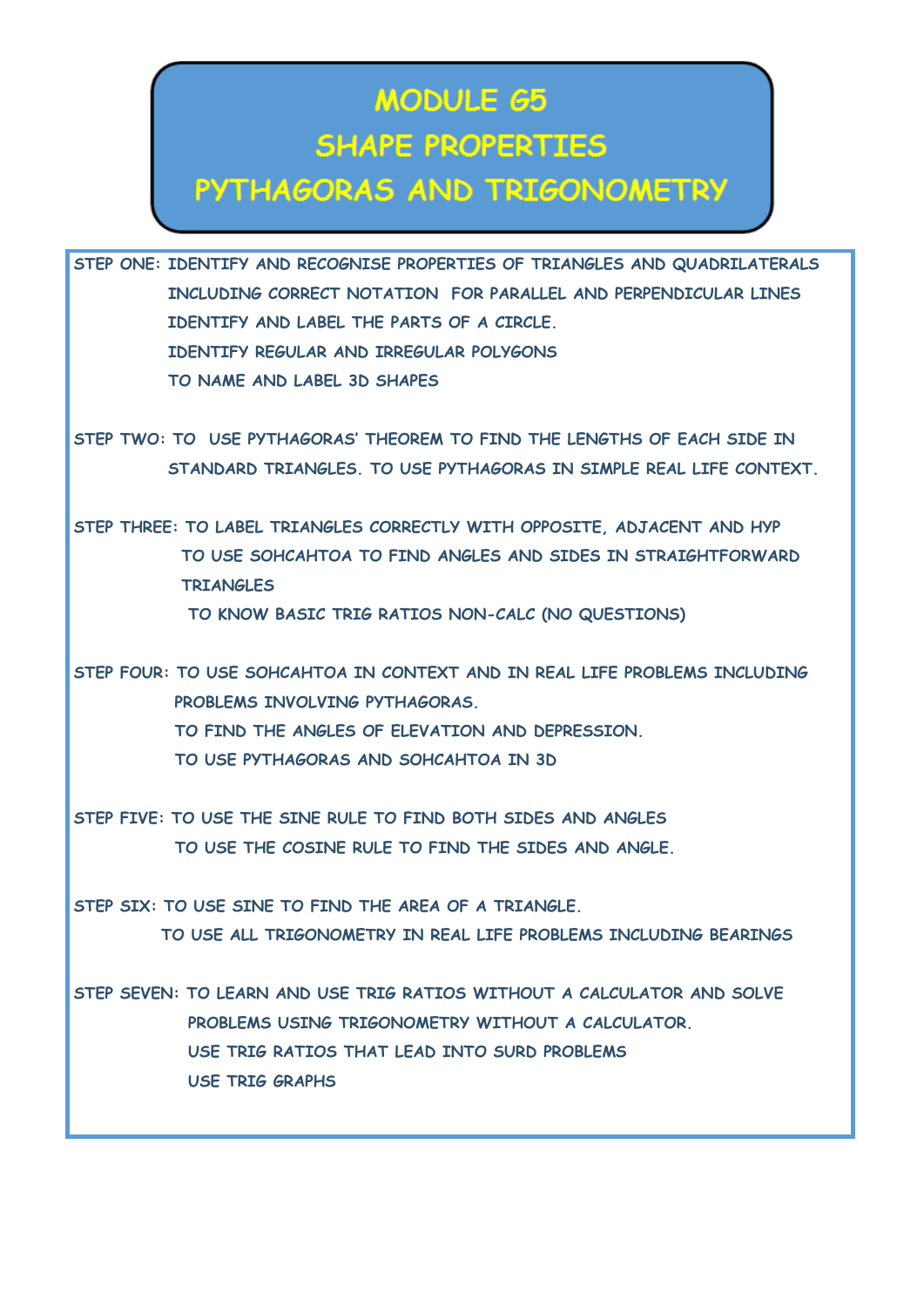# MODULE G5

## SHAPE PROPERTIES

## PYTHAGORAS AND TRIGONOMETRY

STEP ONE: IDENTIFY AND RECOGNISE PROPERTIES OF TRIANGLES AND QUADRILATERALS INCLUDING CORRECT NOTATION FOR PARALLEL AND PERPENDICULAR LINES
IDENTIFY AND LABEL THE PARTS OF A CIRCLE.
IDENTIFY REGULAR AND IRREGULAR POLYGONS
TO NAME AND LABEL 3D SHAPES

STEP TWO: TO USE PYTHAGORAS' THEOREM TO FIND THE LENGTHS OF EACH SIDE IN STANDARD TRIANGLES. TO USE PYTHAGORAS IN SIMPLE REAL LIFE CONTEXT.

STEP THREE: TO LABEL TRIANGLES CORRECTLY WITH OPPOSITE, ADJACENT AND HYP
TO USE SOHCAHTOA TO FIND ANGLES AND SIDES IN STRAIGHTFORWARD TRIANGLES
TO KNOW BASIC TRIG RATIOS NON-CALC (NO QUESTIONS)

STEP FOUR: TO USE SOHCAHTOA IN CONTEXT AND IN REAL LIFE PROBLEMS INCLUDING PROBLEMS INVOLVING PYTHAGORAS.
TO FIND THE ANGLES OF ELEVATION AND DEPRESSION.
TO USE PYTHAGORAS AND SOHCAHTOA IN 3D

STEP FIVE: TO USE THE SINE RULE TO FIND BOTH SIDES AND ANGLES
TO USE THE COSINE RULE TO FIND THE SIDES AND ANGLE.

STEP SIX: TO USE SINE TO FIND THE AREA OF A TRIANGLE.
TO USE ALL TRIGONOMETRY IN REAL LIFE PROBLEMS INCLUDING BEARINGS

STEP SEVEN: TO LEARN AND USE TRIG RATIOS WITHOUT A CALCULATOR AND SOLVE PROBLEMS USING TRIGONOMETRY WITHOUT A CALCULATOR.
USE TRIG RATIOS THAT LEAD INTO SURD PROBLEMS
USE TRIG GRAPHS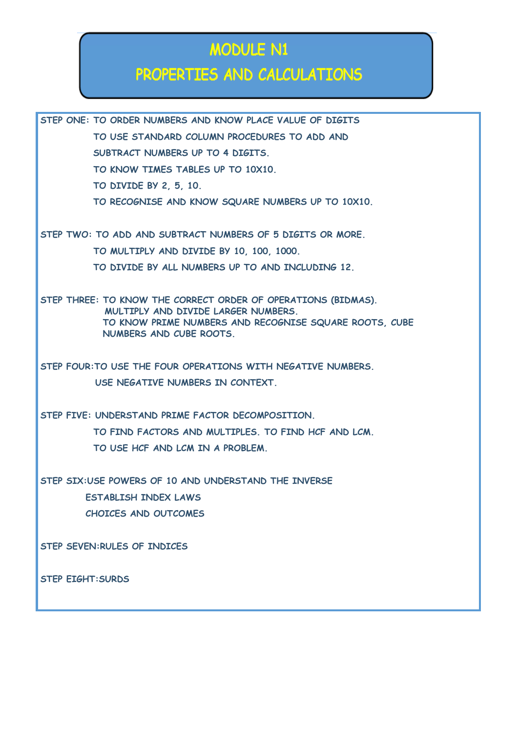# MODULE N1

## PROPERTIES AND CALCULATIONS

STEP ONE: TO ORDER NUMBERS AND KNOW PLACE VALUE OF DIGITS

TO USE STANDARD COLUMN PROCEDURES TO ADD AND SUBTRACT NUMBERS UP TO 4 DIGITS.

TO KNOW TIMES TABLES UP TO 10X10.

TO DIVIDE BY 2, 5, 10.

TO RECOGNISE AND KNOW SQUARE NUMBERS UP TO 10X10.

STEP TWO: TO ADD AND SUBTRACT NUMBERS OF 5 DIGITS OR MORE.

TO MULTIPLY AND DIVIDE BY 10, 100, 1000.

TO DIVIDE BY ALL NUMBERS UP TO AND INCLUDING 12.

STEP THREE: TO KNOW THE CORRECT ORDER OF OPERATIONS (BIDMAS).

MULTIPLY AND DIVIDE LARGER NUMBERS.

TO KNOW PRIME NUMBERS AND RECOGNISE SQUARE ROOTS, CUBE NUMBERS AND CUBE ROOTS.

STEP FOUR:TO USE THE FOUR OPERATIONS WITH NEGATIVE NUMBERS.

USE NEGATIVE NUMBERS IN CONTEXT.

STEP FIVE: UNDERSTAND PRIME FACTOR DECOMPOSITION.

TO FIND FACTORS AND MULTIPLES. TO FIND HCF AND LCM.

TO USE HCF AND LCM IN A PROBLEM.

STEP SIX:USE POWERS OF 10 AND UNDERSTAND THE INVERSE

ESTABLISH INDEX LAWS

CHOICES AND OUTCOMES

STEP SEVEN:RULES OF INDICES

STEP EIGHT:SURDS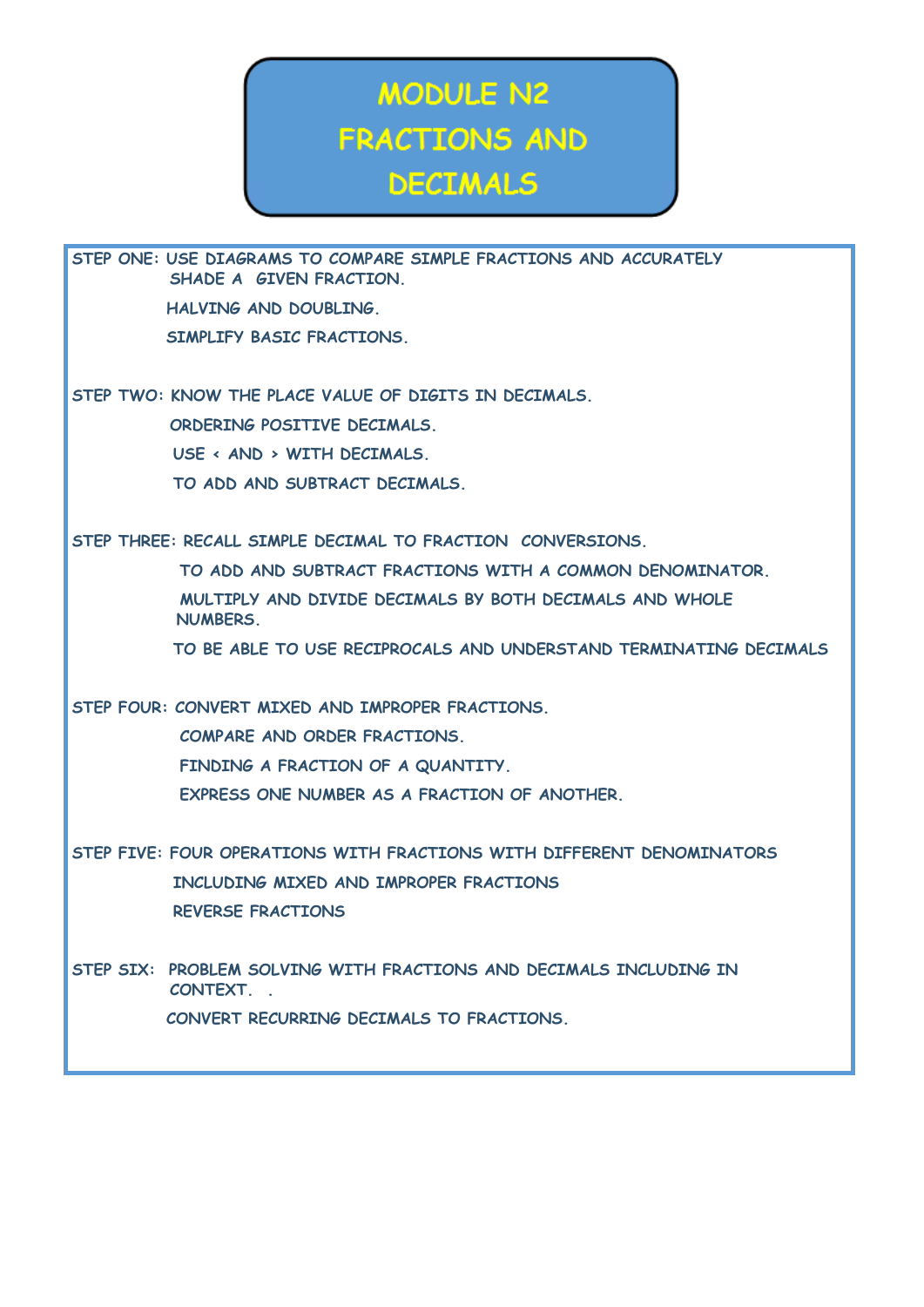# MODULE N2
# FRACTIONS AND DECIMALS

**STEP ONE:** USE DIAGRAMS TO COMPARE SIMPLE FRACTIONS AND ACCURATELY SHADE A GIVEN FRACTION.

HALVING AND DOUBLING.

SIMPLIFY BASIC FRACTIONS.

**STEP TWO:** KNOW THE PLACE VALUE OF DIGITS IN DECIMALS.

ORDERING POSITIVE DECIMALS.

USE < AND > WITH DECIMALS.

TO ADD AND SUBTRACT DECIMALS.

**STEP THREE:** RECALL SIMPLE DECIMAL TO FRACTION CONVERSIONS.

TO ADD AND SUBTRACT FRACTIONS WITH A COMMON DENOMINATOR.

MULTIPLY AND DIVIDE DECIMALS BY BOTH DECIMALS AND WHOLE NUMBERS.

TO BE ABLE TO USE RECIPROCALS AND UNDERSTAND TERMINATING DECIMALS

**STEP FOUR:** CONVERT MIXED AND IMPROPER FRACTIONS.

COMPARE AND ORDER FRACTIONS.

FINDING A FRACTION OF A QUANTITY.

EXPRESS ONE NUMBER AS A FRACTION OF ANOTHER.

**STEP FIVE:** FOUR OPERATIONS WITH FRACTIONS WITH DIFFERENT DENOMINATORS

INCLUDING MIXED AND IMPROPER FRACTIONS

REVERSE FRACTIONS

**STEP SIX:** PROBLEM SOLVING WITH FRACTIONS AND DECIMALS INCLUDING IN CONTEXT. .

CONVERT RECURRING DECIMALS TO FRACTIONS.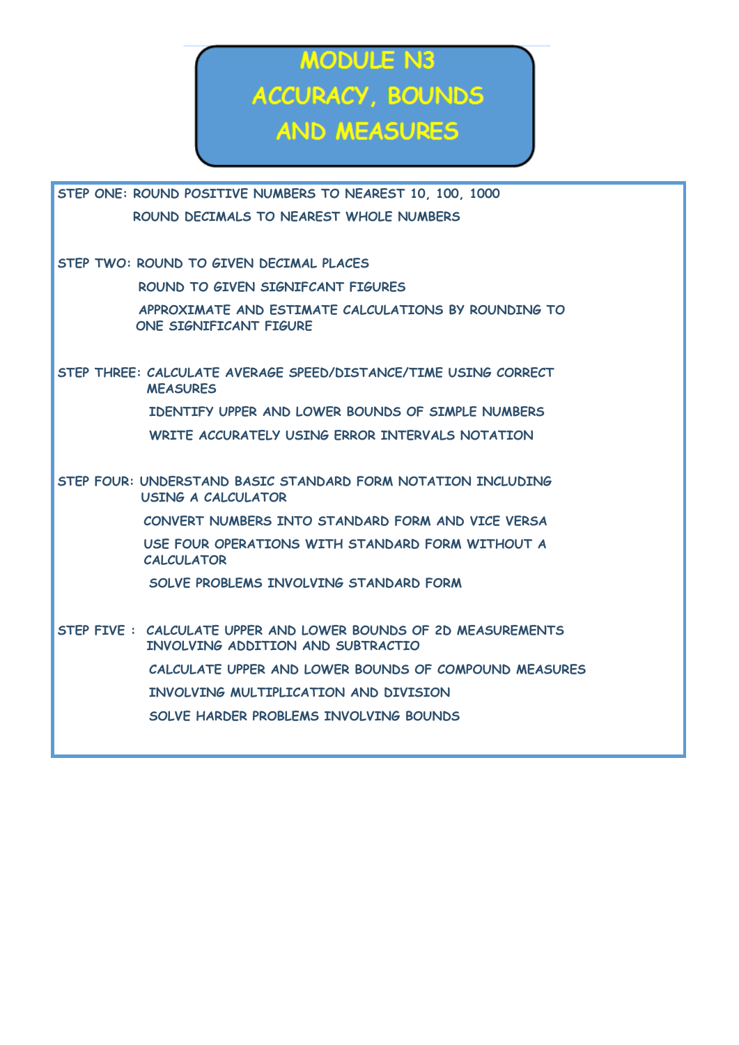# MODULE N3
# ACCURACY, BOUNDS AND MEASURES

**STEP ONE:** ROUND POSITIVE NUMBERS TO NEAREST 10, 100, 1000

ROUND DECIMALS TO NEAREST WHOLE NUMBERS

**STEP TWO:** ROUND TO GIVEN DECIMAL PLACES

ROUND TO GIVEN SIGNIFCANT FIGURES

APPROXIMATE AND ESTIMATE CALCULATIONS BY ROUNDING TO ONE SIGNIFICANT FIGURE

**STEP THREE:** CALCULATE AVERAGE SPEED/DISTANCE/TIME USING CORRECT MEASURES

IDENTIFY UPPER AND LOWER BOUNDS OF SIMPLE NUMBERS

WRITE ACCURATELY USING ERROR INTERVALS NOTATION

**STEP FOUR:** UNDERSTAND BASIC STANDARD FORM NOTATION INCLUDING USING A CALCULATOR

CONVERT NUMBERS INTO STANDARD FORM AND VICE VERSA

USE FOUR OPERATIONS WITH STANDARD FORM WITHOUT A CALCULATOR

SOLVE PROBLEMS INVOLVING STANDARD FORM

**STEP FIVE :** CALCULATE UPPER AND LOWER BOUNDS OF 2D MEASUREMENTS INVOLVING ADDITION AND SUBTRACTIO

CALCULATE UPPER AND LOWER BOUNDS OF COMPOUND MEASURES

INVOLVING MULTIPLICATION AND DIVISION

SOLVE HARDER PROBLEMS INVOLVING BOUNDS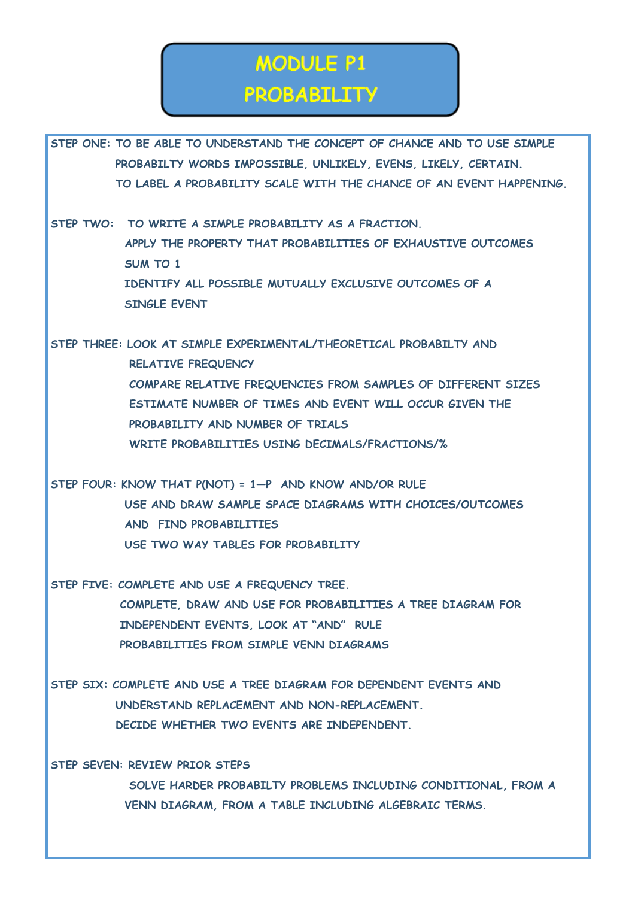# MODULE P1

# PROBABILITY

STEP ONE: TO BE ABLE TO UNDERSTAND THE CONCEPT OF CHANCE AND TO USE SIMPLE PROBABILTY WORDS IMPOSSIBLE, UNLIKELY, EVENS, LIKELY, CERTAIN.
TO LABEL A PROBABILITY SCALE WITH THE CHANCE OF AN EVENT HAPPENING.

STEP TWO: TO WRITE A SIMPLE PROBABILITY AS A FRACTION.
APPLY THE PROPERTY THAT PROBABILITIES OF EXHAUSTIVE OUTCOMES SUM TO 1
IDENTIFY ALL POSSIBLE MUTUALLY EXCLUSIVE OUTCOMES OF A SINGLE EVENT

STEP THREE: LOOK AT SIMPLE EXPERIMENTAL/THEORETICAL PROBABILTY AND RELATIVE FREQUENCY
COMPARE RELATIVE FREQUENCIES FROM SAMPLES OF DIFFERENT SIZES
ESTIMATE NUMBER OF TIMES AND EVENT WILL OCCUR GIVEN THE PROBABILITY AND NUMBER OF TRIALS
WRITE PROBABILITIES USING DECIMALS/FRACTIONS/%

STEP FOUR: KNOW THAT P(NOT) = 1—P AND KNOW AND/OR RULE
USE AND DRAW SAMPLE SPACE DIAGRAMS WITH CHOICES/OUTCOMES AND FIND PROBABILITIES
USE TWO WAY TABLES FOR PROBABILITY

STEP FIVE: COMPLETE AND USE A FREQUENCY TREE.
COMPLETE, DRAW AND USE FOR PROBABILITIES A TREE DIAGRAM FOR INDEPENDENT EVENTS, LOOK AT "AND" RULE
PROBABILITIES FROM SIMPLE VENN DIAGRAMS

STEP SIX: COMPLETE AND USE A TREE DIAGRAM FOR DEPENDENT EVENTS AND UNDERSTAND REPLACEMENT AND NON-REPLACEMENT.
DECIDE WHETHER TWO EVENTS ARE INDEPENDENT.

STEP SEVEN: REVIEW PRIOR STEPS
SOLVE HARDER PROBABILTY PROBLEMS INCLUDING CONDITIONAL, FROM A VENN DIAGRAM, FROM A TABLE INCLUDING ALGEBRAIC TERMS.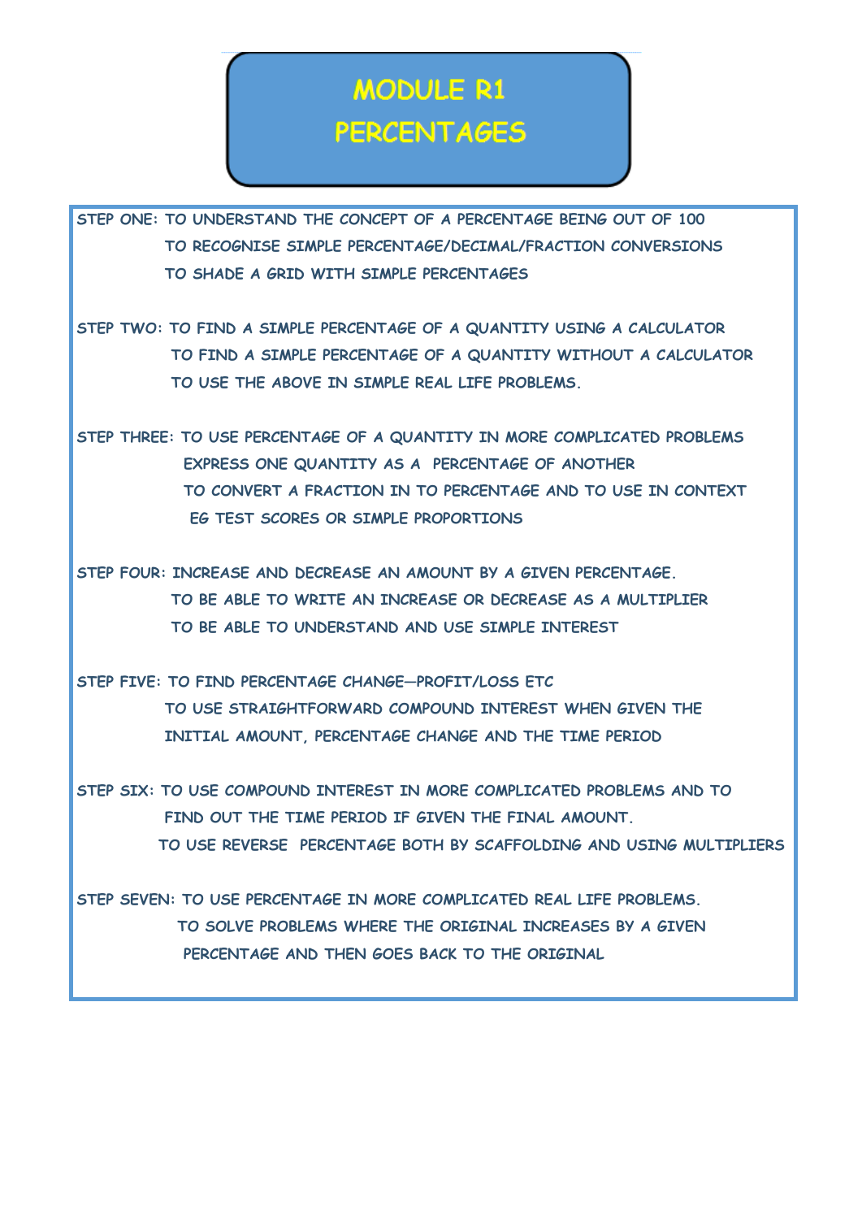# MODULE R1
# PERCENTAGES

**STEP ONE:** TO UNDERSTAND THE CONCEPT OF A PERCENTAGE BEING OUT OF 100
TO RECOGNISE SIMPLE PERCENTAGE/DECIMAL/FRACTION CONVERSIONS
TO SHADE A GRID WITH SIMPLE PERCENTAGES

**STEP TWO:** TO FIND A SIMPLE PERCENTAGE OF A QUANTITY USING A CALCULATOR
TO FIND A SIMPLE PERCENTAGE OF A QUANTITY WITHOUT A CALCULATOR
TO USE THE ABOVE IN SIMPLE REAL LIFE PROBLEMS.

**STEP THREE:** TO USE PERCENTAGE OF A QUANTITY IN MORE COMPLICATED PROBLEMS
EXPRESS ONE QUANTITY AS A PERCENTAGE OF ANOTHER
TO CONVERT A FRACTION IN TO PERCENTAGE AND TO USE IN CONTEXT
EG TEST SCORES OR SIMPLE PROPORTIONS

**STEP FOUR:** INCREASE AND DECREASE AN AMOUNT BY A GIVEN PERCENTAGE.
TO BE ABLE TO WRITE AN INCREASE OR DECREASE AS A MULTIPLIER
TO BE ABLE TO UNDERSTAND AND USE SIMPLE INTEREST

**STEP FIVE:** TO FIND PERCENTAGE CHANGE—PROFIT/LOSS ETC
TO USE STRAIGHTFORWARD COMPOUND INTEREST WHEN GIVEN THE INITIAL AMOUNT, PERCENTAGE CHANGE AND THE TIME PERIOD

**STEP SIX:** TO USE COMPOUND INTEREST IN MORE COMPLICATED PROBLEMS AND TO FIND OUT THE TIME PERIOD IF GIVEN THE FINAL AMOUNT.
TO USE REVERSE PERCENTAGE BOTH BY SCAFFOLDING AND USING MULTIPLIERS

**STEP SEVEN:** TO USE PERCENTAGE IN MORE COMPLICATED REAL LIFE PROBLEMS.
TO SOLVE PROBLEMS WHERE THE ORIGINAL INCREASES BY A GIVEN PERCENTAGE AND THEN GOES BACK TO THE ORIGINAL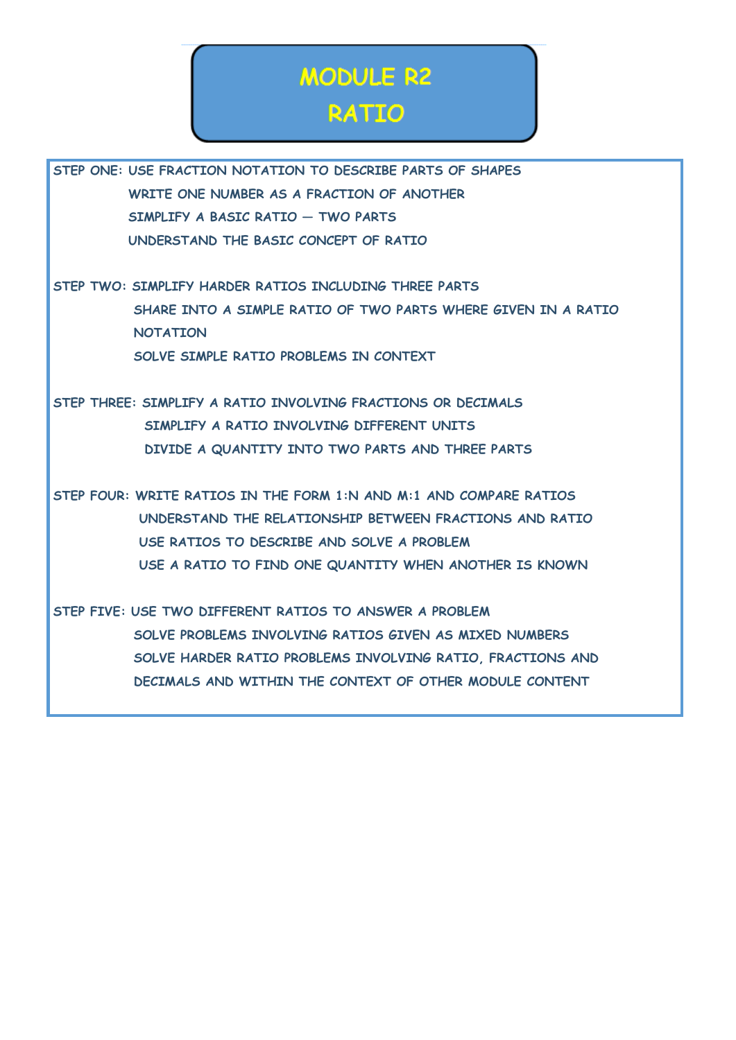# MODULE R2
# RATIO

**STEP ONE:** USE FRACTION NOTATION TO DESCRIBE PARTS OF SHAPES
WRITE ONE NUMBER AS A FRACTION OF ANOTHER
SIMPLIFY A BASIC RATIO – TWO PARTS
UNDERSTAND THE BASIC CONCEPT OF RATIO

**STEP TWO:** SIMPLIFY HARDER RATIOS INCLUDING THREE PARTS
SHARE INTO A SIMPLE RATIO OF TWO PARTS WHERE GIVEN IN A RATIO NOTATION
SOLVE SIMPLE RATIO PROBLEMS IN CONTEXT

**STEP THREE:** SIMPLIFY A RATIO INVOLVING FRACTIONS OR DECIMALS
SIMPLIFY A RATIO INVOLVING DIFFERENT UNITS
DIVIDE A QUANTITY INTO TWO PARTS AND THREE PARTS

**STEP FOUR:** WRITE RATIOS IN THE FORM 1:N AND M:1 AND COMPARE RATIOS
UNDERSTAND THE RELATIONSHIP BETWEEN FRACTIONS AND RATIO
USE RATIOS TO DESCRIBE AND SOLVE A PROBLEM
USE A RATIO TO FIND ONE QUANTITY WHEN ANOTHER IS KNOWN

**STEP FIVE:** USE TWO DIFFERENT RATIOS TO ANSWER A PROBLEM
SOLVE PROBLEMS INVOLVING RATIOS GIVEN AS MIXED NUMBERS
SOLVE HARDER RATIO PROBLEMS INVOLVING RATIO, FRACTIONS AND DECIMALS AND WITHIN THE CONTEXT OF OTHER MODULE CONTENT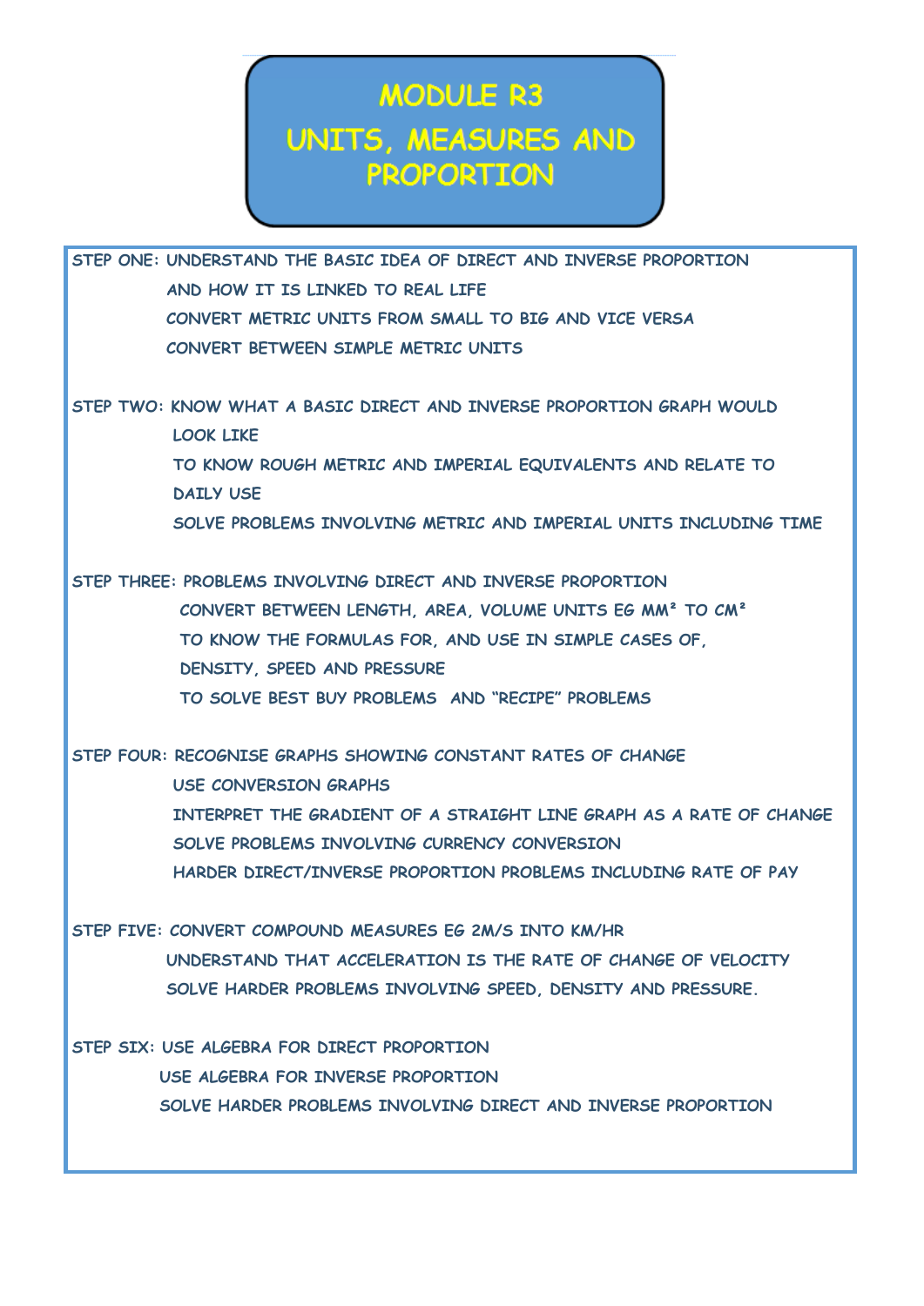# MODULE R3
# UNITS, MEASURES AND PROPORTION

STEP ONE: UNDERSTAND THE BASIC IDEA OF DIRECT AND INVERSE PROPORTION AND HOW IT IS LINKED TO REAL LIFE

CONVERT METRIC UNITS FROM SMALL TO BIG AND VICE VERSA

CONVERT BETWEEN SIMPLE METRIC UNITS

STEP TWO: KNOW WHAT A BASIC DIRECT AND INVERSE PROPORTION GRAPH WOULD LOOK LIKE

TO KNOW ROUGH METRIC AND IMPERIAL EQUIVALENTS AND RELATE TO DAILY USE

SOLVE PROBLEMS INVOLVING METRIC AND IMPERIAL UNITS INCLUDING TIME

STEP THREE: PROBLEMS INVOLVING DIRECT AND INVERSE PROPORTION

CONVERT BETWEEN LENGTH, AREA, VOLUME UNITS EG $MM^2$ TO $CM^2$

TO KNOW THE FORMULAS FOR, AND USE IN SIMPLE CASES OF, DENSITY, SPEED AND PRESSURE

TO SOLVE BEST BUY PROBLEMS AND "RECIPE" PROBLEMS

STEP FOUR: RECOGNISE GRAPHS SHOWING CONSTANT RATES OF CHANGE

USE CONVERSION GRAPHS

INTERPRET THE GRADIENT OF A STRAIGHT LINE GRAPH AS A RATE OF CHANGE

SOLVE PROBLEMS INVOLVING CURRENCY CONVERSION

HARDER DIRECT/INVERSE PROPORTION PROBLEMS INCLUDING RATE OF PAY

STEP FIVE: CONVERT COMPOUND MEASURES EG 2M/S INTO KM/HR

UNDERSTAND THAT ACCELERATION IS THE RATE OF CHANGE OF VELOCITY

SOLVE HARDER PROBLEMS INVOLVING SPEED, DENSITY AND PRESSURE.

STEP SIX: USE ALGEBRA FOR DIRECT PROPORTION

USE ALGEBRA FOR INVERSE PROPORTION

SOLVE HARDER PROBLEMS INVOLVING DIRECT AND INVERSE PROPORTION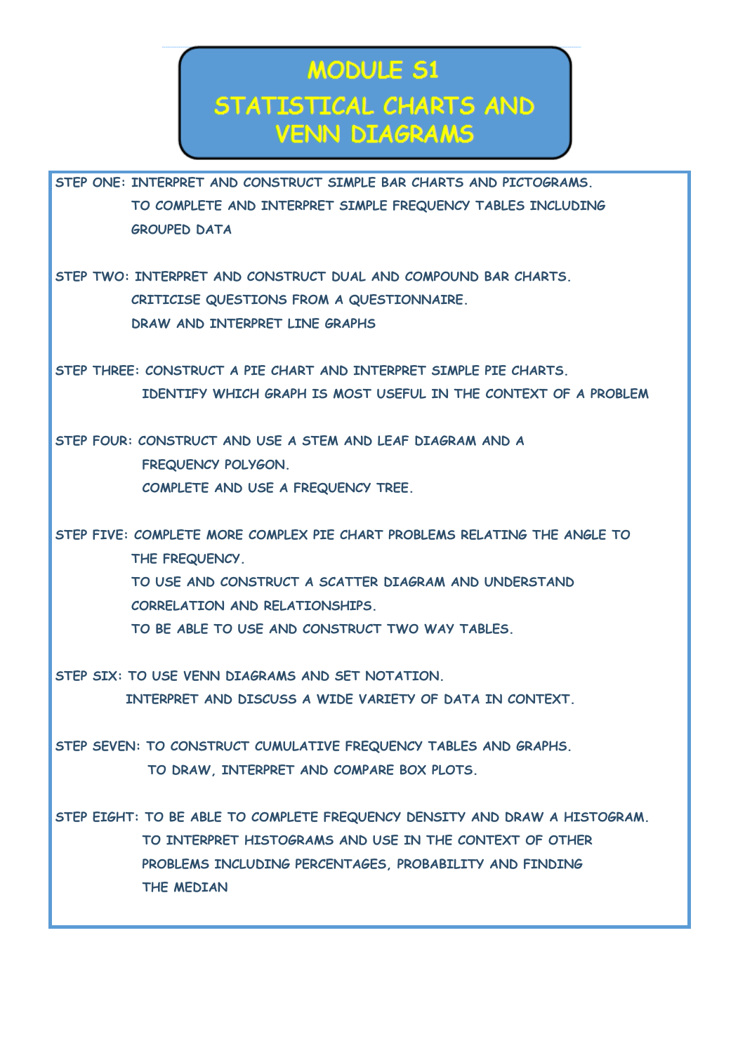# MODULE S1

## STATISTICAL CHARTS AND VENN DIAGRAMS

STEP ONE: INTERPRET AND CONSTRUCT SIMPLE BAR CHARTS AND PICTOGRAMS.
TO COMPLETE AND INTERPRET SIMPLE FREQUENCY TABLES INCLUDING GROUPED DATA

STEP TWO: INTERPRET AND CONSTRUCT DUAL AND COMPOUND BAR CHARTS.
CRITICISE QUESTIONS FROM A QUESTIONNAIRE.
DRAW AND INTERPRET LINE GRAPHS

STEP THREE: CONSTRUCT A PIE CHART AND INTERPRET SIMPLE PIE CHARTS.
IDENTIFY WHICH GRAPH IS MOST USEFUL IN THE CONTEXT OF A PROBLEM

STEP FOUR: CONSTRUCT AND USE A STEM AND LEAF DIAGRAM AND A FREQUENCY POLYGON.
COMPLETE AND USE A FREQUENCY TREE.

STEP FIVE: COMPLETE MORE COMPLEX PIE CHART PROBLEMS RELATING THE ANGLE TO THE FREQUENCY.
TO USE AND CONSTRUCT A SCATTER DIAGRAM AND UNDERSTAND CORRELATION AND RELATIONSHIPS.
TO BE ABLE TO USE AND CONSTRUCT TWO WAY TABLES.

STEP SIX: TO USE VENN DIAGRAMS AND SET NOTATION.
INTERPRET AND DISCUSS A WIDE VARIETY OF DATA IN CONTEXT.

STEP SEVEN: TO CONSTRUCT CUMULATIVE FREQUENCY TABLES AND GRAPHS.
TO DRAW, INTERPRET AND COMPARE BOX PLOTS.

STEP EIGHT: TO BE ABLE TO COMPLETE FREQUENCY DENSITY AND DRAW A HISTOGRAM.
TO INTERPRET HISTOGRAMS AND USE IN THE CONTEXT OF OTHER PROBLEMS INCLUDING PERCENTAGES, PROBABILITY AND FINDING THE MEDIAN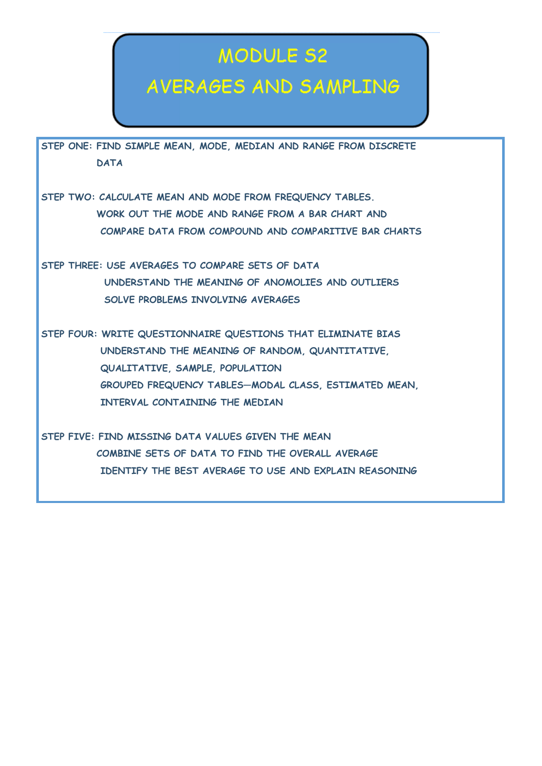# MODULE S2

# AVERAGES AND SAMPLING

**STEP ONE:** FIND SIMPLE MEAN, MODE, MEDIAN AND RANGE FROM DISCRETE DATA

**STEP TWO:** CALCULATE MEAN AND MODE FROM FREQUENCY TABLES.
WORK OUT THE MODE AND RANGE FROM A BAR CHART AND
COMPARE DATA FROM COMPOUND AND COMPARITIVE BAR CHARTS

**STEP THREE:** USE AVERAGES TO COMPARE SETS OF DATA
UNDERSTAND THE MEANING OF ANOMOLIES AND OUTLIERS
SOLVE PROBLEMS INVOLVING AVERAGES

**STEP FOUR:** WRITE QUESTIONNAIRE QUESTIONS THAT ELIMINATE BIAS
UNDERSTAND THE MEANING OF RANDOM, QUANTITATIVE, QUALITATIVE, SAMPLE, POPULATION
GROUPED FREQUENCY TABLES—MODAL CLASS, ESTIMATED MEAN, INTERVAL CONTAINING THE MEDIAN

**STEP FIVE:** FIND MISSING DATA VALUES GIVEN THE MEAN
COMBINE SETS OF DATA TO FIND THE OVERALL AVERAGE
IDENTIFY THE BEST AVERAGE TO USE AND EXPLAIN REASONING